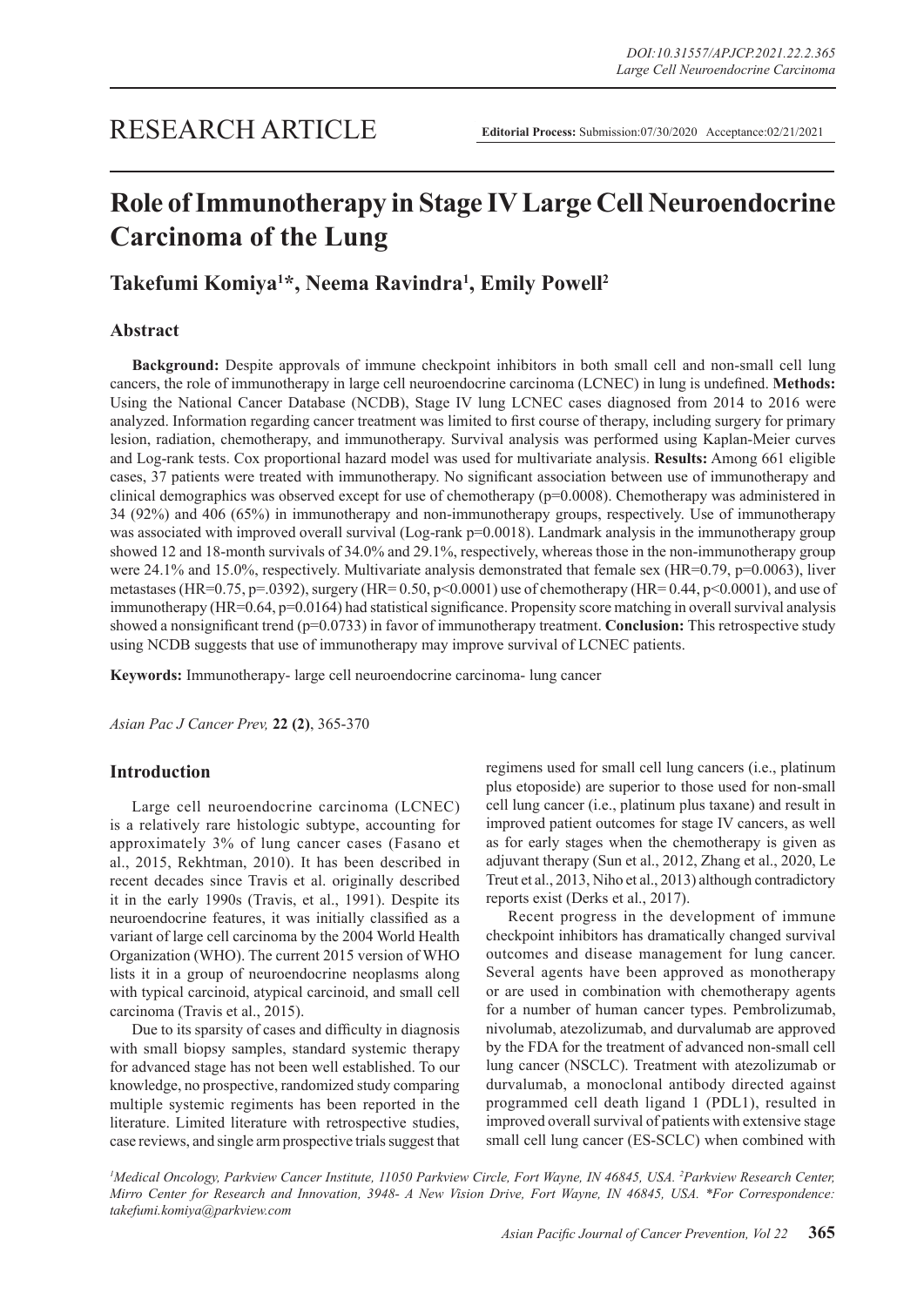# RESEARCH ARTICLE

**Editorial Process:** Submission:07/30/2020 Acceptance:02/21/2021

# Role of Immunotherapy in Stage IV Large Cell Neuroendocrine Carcinoma of the Lung

**Takefumi Komiya[1]*, Neema Ravindra[1], Emily Powell[2]**

## Abstract

**Background:** Despite approvals of immune checkpoint inhibitors in both small cell and non-small cell lung cancers, the role of immunotherapy in large cell neuroendocrine carcinoma (LCNEC) in lung is undefined. **Methods:** Using the National Cancer Database (NCDB), Stage IV lung LCNEC cases diagnosed from 2014 to 2016 were analyzed. Information regarding cancer treatment was limited to first course of therapy, including surgery for primary lesion, radiation, chemotherapy, and immunotherapy. Survival analysis was performed using Kaplan-Meier curves and Log-rank tests. Cox proportional hazard model was used for multivariate analysis. **Results:** Among 661 eligible cases, 37 patients were treated with immunotherapy. No significant association between use of immunotherapy and clinical demographics was observed except for use of chemotherapy (p=0.0008). Chemotherapy was administered in 34 (92%) and 406 (65%) in immunotherapy and non-immunotherapy groups, respectively. Use of immunotherapy was associated with improved overall survival (Log-rank p=0.0018). Landmark analysis in the immunotherapy group showed 12 and 18-month survivals of 34.0% and 29.1%, respectively, whereas those in the non-immunotherapy group were 24.1% and 15.0%, respectively. Multivariate analysis demonstrated that female sex (HR=0.79, p=0.0063), liver metastases (HR=0.75, p=.0392), surgery (HR= 0.50, p<0.0001) use of chemotherapy (HR= 0.44, p<0.0001), and use of immunotherapy (HR=0.64, p=0.0164) had statistical significance. Propensity score matching in overall survival analysis showed a nonsignificant trend (p=0.0733) in favor of immunotherapy treatment. **Conclusion:** This retrospective study using NCDB suggests that use of immunotherapy may improve survival of LCNEC patients.

**Keywords:** Immunotherapy- large cell neuroendocrine carcinoma- lung cancer

*Asian Pac J Cancer Prev,* **22 (2)**, 365-370

## Introduction

Large cell neuroendocrine carcinoma (LCNEC) is a relatively rare histologic subtype, accounting for approximately 3% of lung cancer cases (Fasano et al., 2015, Rekhtman, 2010). It has been described in recent decades since Travis et al. originally described it in the early 1990s (Travis, et al., 1991). Despite its neuroendocrine features, it was initially classified as a variant of large cell carcinoma by the 2004 World Health Organization (WHO). The current 2015 version of WHO lists it in a group of neuroendocrine neoplasms along with typical carcinoid, atypical carcinoid, and small cell carcinoma (Travis et al., 2015).

Due to its sparsity of cases and difficulty in diagnosis with small biopsy samples, standard systemic therapy for advanced stage has not been well established. To our knowledge, no prospective, randomized study comparing multiple systemic regiments has been reported in the literature. Limited literature with retrospective studies, case reviews, and single arm prospective trials suggest that regimens used for small cell lung cancers (i.e., platinum plus etoposide) are superior to those used for non-small cell lung cancer (i.e., platinum plus taxane) and result in improved patient outcomes for stage IV cancers, as well as for early stages when the chemotherapy is given as adjuvant therapy (Sun et al., 2012, Zhang et al., 2020, Le Treut et al., 2013, Niho et al., 2013) although contradictory reports exist (Derks et al., 2017).

Recent progress in the development of immune checkpoint inhibitors has dramatically changed survival outcomes and disease management for lung cancer. Several agents have been approved as monotherapy or are used in combination with chemotherapy agents for a number of human cancer types. Pembrolizumab, nivolumab, atezolizumab, and durvalumab are approved by the FDA for the treatment of advanced non-small cell lung cancer (NSCLC). Treatment with atezolizumab or durvalumab, a monoclonal antibody directed against programmed cell death ligand 1 (PDL1), resulted in improved overall survival of patients with extensive stage small cell lung cancer (ES-SCLC) when combined with

[1]Medical Oncology, Parkview Cancer Institute, 11050 Parkview Circle, Fort Wayne, IN 46845, USA. [2]Parkview Research Center, Mirro Center for Research and Innovation, 3948- A New Vision Drive, Fort Wayne, IN 46845, USA. *For Correspondence: takefumi.komiya@parkview.com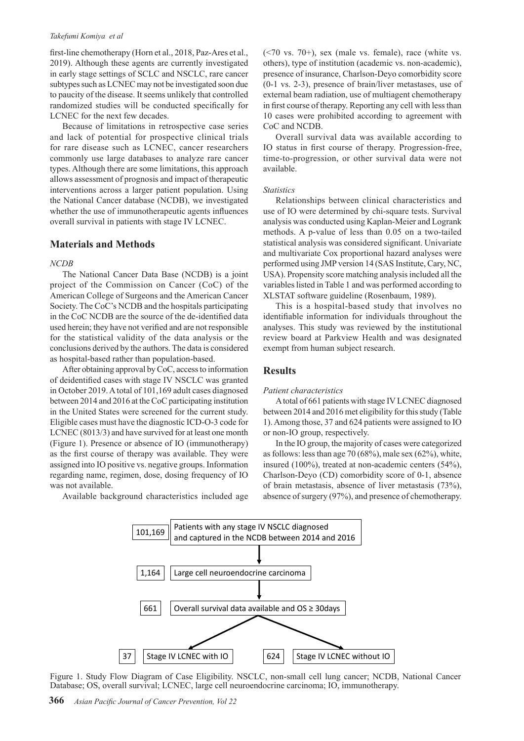first-line chemotherapy (Horn et al., 2018, Paz-Ares et al., 2019). Although these agents are currently investigated in early stage settings of SCLC and NSCLC, rare cancer subtypes such as LCNEC may not be investigated soon due to paucity of the disease. It seems unlikely that controlled randomized studies will be conducted specifically for LCNEC for the next few decades.

Because of limitations in retrospective case series and lack of potential for prospective clinical trials for rare disease such as LCNEC, cancer researchers commonly use large databases to analyze rare cancer types. Although there are some limitations, this approach allows assessment of prognosis and impact of therapeutic interventions across a larger patient population. Using the National Cancer database (NCDB), we investigated whether the use of immunotherapeutic agents influences overall survival in patients with stage IV LCNEC.

## Materials and Methods

### *NCDB*

The National Cancer Data Base (NCDB) is a joint project of the Commission on Cancer (CoC) of the American College of Surgeons and the American Cancer Society. The CoC's NCDB and the hospitals participating in the CoC NCDB are the source of the de-identified data used herein; they have not verified and are not responsible for the statistical validity of the data analysis or the conclusions derived by the authors. The data is considered as hospital-based rather than population-based.

After obtaining approval by CoC, access to information of deidentified cases with stage IV NSCLC was granted in October 2019. A total of 101,169 adult cases diagnosed between 2014 and 2016 at the CoC participating institution in the United States were screened for the current study. Eligible cases must have the diagnostic ICD-O-3 code for LCNEC (8013/3) and have survived for at least one month (Figure 1). Presence or absence of IO (immunotherapy) as the first course of therapy was available. They were assigned into IO positive vs. negative groups. Information regarding name, regimen, dose, dosing frequency of IO was not available.

Available background characteristics included age (<70 vs. 70+), sex (male vs. female), race (white vs. others), type of institution (academic vs. non-academic), presence of insurance, Charlson-Deyo comorbidity score (0-1 vs. 2-3), presence of brain/liver metastases, use of external beam radiation, use of multiagent chemotherapy in first course of therapy. Reporting any cell with less than 10 cases were prohibited according to agreement with CoC and NCDB.

Overall survival data was available according to IO status in first course of therapy. Progression-free, time-to-progression, or other survival data were not available.

### *Statistics*

Relationships between clinical characteristics and use of IO were determined by chi-square tests. Survival analysis was conducted using Kaplan-Meier and Logrank methods. A p-value of less than 0.05 on a two-tailed statistical analysis was considered significant. Univariate and multivariate Cox proportional hazard analyses were performed using JMP version 14 (SAS Institute, Cary, NC, USA). Propensity score matching analysis included all the variables listed in Table 1 and was performed according to XLSTAT software guideline (Rosenbaum, 1989).

This is a hospital-based study that involves no identifiable information for individuals throughout the analyses. This study was reviewed by the institutional review board at Parkview Health and was designated exempt from human subject research.

## Results

### *Patient characteristics*

A total of 661 patients with stage IV LCNEC diagnosed between 2014 and 2016 met eligibility for this study (Table 1). Among those, 37 and 624 patients were assigned to IO or non-IO group, respectively.

In the IO group, the majority of cases were categorized as follows: less than age 70 (68%), male sex (62%), white, insured (100%), treated at non-academic centers (54%), Charlson-Deyo (CD) comorbidity score of 0-1, absence of brain metastasis, absence of liver metastasis (73%), absence of surgery (97%), and presence of chemotherapy.

101,169 — Patients with any stage IV NSCLC diagnosed and captured in the NCDB between 2014 and 2016

1,164 — Large cell neuroendocrine carcinoma

661 — Overall survival data available and OS ≥ 30days

37 — Stage IV LCNEC with IO

624 — Stage IV LCNEC without IO

Figure 1. Study Flow Diagram of Case Eligibility. NSCLC, non-small cell lung cancer; NCDB, National Cancer Database; OS, overall survival; LCNEC, large cell neuroendocrine carcinoma; IO, immunotherapy.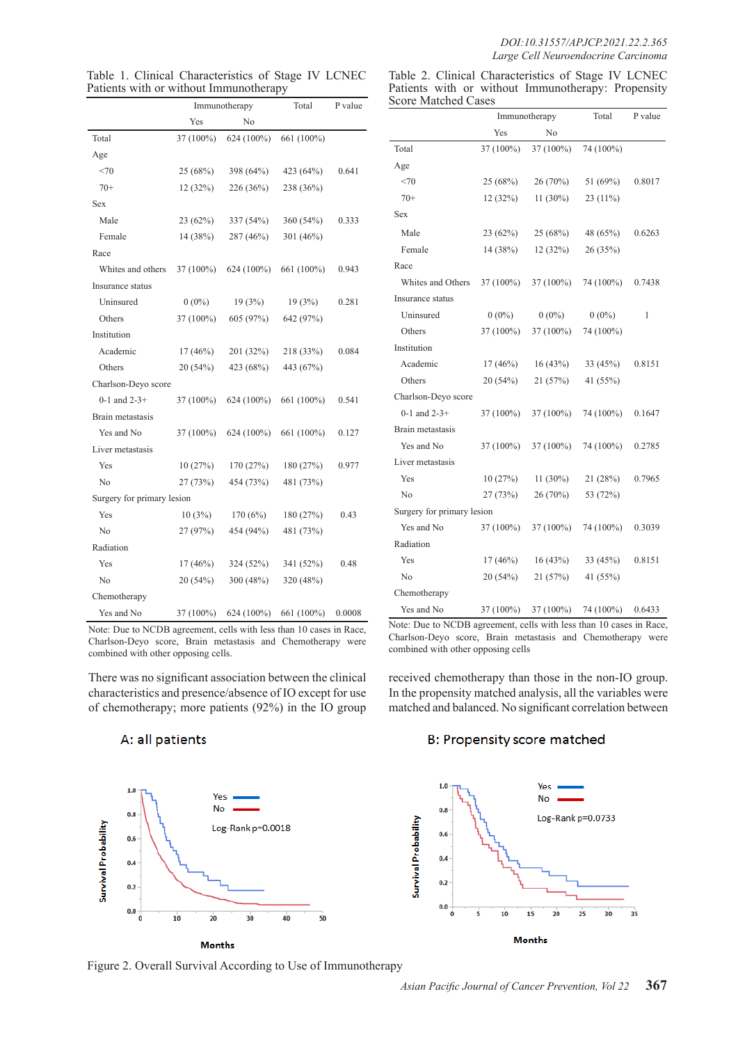Table 1. Clinical Characteristics of Stage IV LCNEC Patients with or without Immunotherapy

| | Immunotherapy | | Total | P value |
|---|---|---|---|---|
| | Yes | No | | |
| Total | 37 (100%) | 624 (100%) | 661 (100%) | |
| Age | | | | |
| <70 | 25 (68%) | 398 (64%) | 423 (64%) | 0.641 |
| 70+ | 12 (32%) | 226 (36%) | 238 (36%) | |
| Sex | | | | |
| Male | 23 (62%) | 337 (54%) | 360 (54%) | 0.333 |
| Female | 14 (38%) | 287 (46%) | 301 (46%) | |
| Race | | | | |
| Whites and others | 37 (100%) | 624 (100%) | 661 (100%) | 0.943 |
| Insurance status | | | | |
| Uninsured | 0 (0%) | 19 (3%) | 19 (3%) | 0.281 |
| Others | 37 (100%) | 605 (97%) | 642 (97%) | |
| Institution | | | | |
| Academic | 17 (46%) | 201 (32%) | 218 (33%) | 0.084 |
| Others | 20 (54%) | 423 (68%) | 443 (67%) | |
| Charlson-Deyo score | | | | |
| 0-1 and 2-3+ | 37 (100%) | 624 (100%) | 661 (100%) | 0.541 |
| Brain metastasis | | | | |
| Yes and No | 37 (100%) | 624 (100%) | 661 (100%) | 0.127 |
| Liver metastasis | | | | |
| Yes | 10 (27%) | 170 (27%) | 180 (27%) | 0.977 |
| No | 27 (73%) | 454 (73%) | 481 (73%) | |
| Surgery for primary lesion | | | | |
| Yes | 10 (3%) | 170 (6%) | 180 (27%) | 0.43 |
| No | 27 (97%) | 454 (94%) | 481 (73%) | |
| Radiation | | | | |
| Yes | 17 (46%) | 324 (52%) | 341 (52%) | 0.48 |
| No | 20 (54%) | 300 (48%) | 320 (48%) | |
| Chemotherapy | | | | |
| Yes and No | 37 (100%) | 624 (100%) | 661 (100%) | 0.0008 |

Note: Due to NCDB agreement, cells with less than 10 cases in Race, Charlson-Deyo score, Brain metastasis and Chemotherapy were combined with other opposing cells.

Table 2. Clinical Characteristics of Stage IV LCNEC Patients with or without Immunotherapy: Propensity Score Matched Cases

| | Immunotherapy | | Total | P value |
|---|---|---|---|---|
| | Yes | No | | |
| Total | 37 (100%) | 37 (100%) | 74 (100%) | |
| Age | | | | |
| <70 | 25 (68%) | 26 (70%) | 51 (69%) | 0.8017 |
| 70+ | 12 (32%) | 11 (30%) | 23 (11%) | |
| Sex | | | | |
| Male | 23 (62%) | 25 (68%) | 48 (65%) | 0.6263 |
| Female | 14 (38%) | 12 (32%) | 26 (35%) | |
| Race | | | | |
| Whites and Others | 37 (100%) | 37 (100%) | 74 (100%) | 0.7438 |
| Insurance status | | | | |
| Uninsured | 0 (0%) | 0 (0%) | 0 (0%) | 1 |
| Others | 37 (100%) | 37 (100%) | 74 (100%) | |
| Institution | | | | |
| Academic | 17 (46%) | 16 (43%) | 33 (45%) | 0.8151 |
| Others | 20 (54%) | 21 (57%) | 41 (55%) | |
| Charlson-Deyo score | | | | |
| 0-1 and 2-3+ | 37 (100%) | 37 (100%) | 74 (100%) | 0.1647 |
| Brain metastasis | | | | |
| Yes and No | 37 (100%) | 37 (100%) | 74 (100%) | 0.2785 |
| Liver metastasis | | | | |
| Yes | 10 (27%) | 11 (30%) | 21 (28%) | 0.7965 |
| No | 27 (73%) | 26 (70%) | 53 (72%) | |
| Surgery for primary lesion | | | | |
| Yes and No | 37 (100%) | 37 (100%) | 74 (100%) | 0.3039 |
| Radiation | | | | |
| Yes | 17 (46%) | 16 (43%) | 33 (45%) | 0.8151 |
| No | 20 (54%) | 21 (57%) | 41 (55%) | |
| Chemotherapy | | | | |
| Yes and No | 37 (100%) | 37 (100%) | 74 (100%) | 0.6433 |

Note: Due to NCDB agreement, cells with less than 10 cases in Race, Charlson-Deyo score, Brain metastasis and Chemotherapy were combined with other opposing cells

There was no significant association between the clinical characteristics and presence/absence of IO except for use of chemotherapy; more patients (92%) in the IO group received chemotherapy than those in the non-IO group. In the propensity matched analysis, all the variables were matched and balanced. No significant correlation between

Figure 2. Overall Survival According to Use of Immunotherapy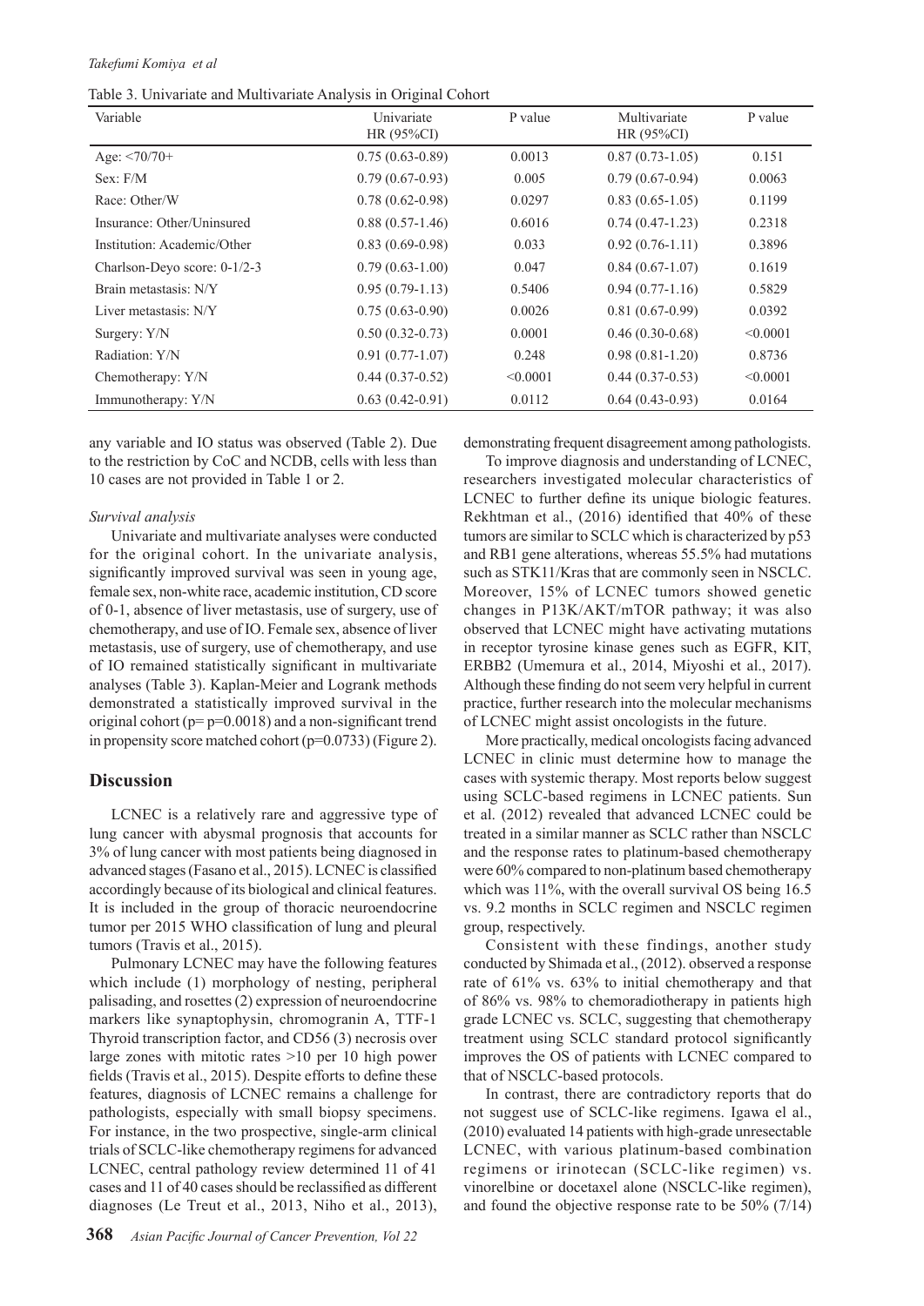Table 3. Univariate and Multivariate Analysis in Original Cohort

| Variable | Univariate HR (95%CI) | P value | Multivariate HR (95%CI) | P value |
|---|---|---|---|---|
| Age: <70/70+ | 0.75 (0.63-0.89) | 0.0013 | 0.87 (0.73-1.05) | 0.151 |
| Sex: F/M | 0.79 (0.67-0.93) | 0.005 | 0.79 (0.67-0.94) | 0.0063 |
| Race: Other/W | 0.78 (0.62-0.98) | 0.0297 | 0.83 (0.65-1.05) | 0.1199 |
| Insurance: Other/Uninsured | 0.88 (0.57-1.46) | 0.6016 | 0.74 (0.47-1.23) | 0.2318 |
| Institution: Academic/Other | 0.83 (0.69-0.98) | 0.033 | 0.92 (0.76-1.11) | 0.3896 |
| Charlson-Deyo score: 0-1/2-3 | 0.79 (0.63-1.00) | 0.047 | 0.84 (0.67-1.07) | 0.1619 |
| Brain metastasis: N/Y | 0.95 (0.79-1.13) | 0.5406 | 0.94 (0.77-1.16) | 0.5829 |
| Liver metastasis: N/Y | 0.75 (0.63-0.90) | 0.0026 | 0.81 (0.67-0.99) | 0.0392 |
| Surgery: Y/N | 0.50 (0.32-0.73) | 0.0001 | 0.46 (0.30-0.68) | <0.0001 |
| Radiation: Y/N | 0.91 (0.77-1.07) | 0.248 | 0.98 (0.81-1.20) | 0.8736 |
| Chemotherapy: Y/N | 0.44 (0.37-0.52) | <0.0001 | 0.44 (0.37-0.53) | <0.0001 |
| Immunotherapy: Y/N | 0.63 (0.42-0.91) | 0.0112 | 0.64 (0.43-0.93) | 0.0164 |

any variable and IO status was observed (Table 2). Due to the restriction by CoC and NCDB, cells with less than 10 cases are not provided in Table 1 or 2.

*Survival analysis*

Univariate and multivariate analyses were conducted for the original cohort. In the univariate analysis, significantly improved survival was seen in young age, female sex, non-white race, academic institution, CD score of 0-1, absence of liver metastasis, use of surgery, use of chemotherapy, and use of IO. Female sex, absence of liver metastasis, use of surgery, use of chemotherapy, and use of IO remained statistically significant in multivariate analyses (Table 3). Kaplan-Meier and Logrank methods demonstrated a statistically improved survival in the original cohort (p= p=0.0018) and a non-significant trend in propensity score matched cohort (p=0.0733) (Figure 2).

## Discussion

LCNEC is a relatively rare and aggressive type of lung cancer with abysmal prognosis that accounts for 3% of lung cancer with most patients being diagnosed in advanced stages (Fasano et al., 2015). LCNEC is classified accordingly because of its biological and clinical features. It is included in the group of thoracic neuroendocrine tumor per 2015 WHO classification of lung and pleural tumors (Travis et al., 2015).

Pulmonary LCNEC may have the following features which include (1) morphology of nesting, peripheral palisading, and rosettes (2) expression of neuroendocrine markers like synaptophysin, chromogranin A, TTF-1 Thyroid transcription factor, and CD56 (3) necrosis over large zones with mitotic rates >10 per 10 high power fields (Travis et al., 2015). Despite efforts to define these features, diagnosis of LCNEC remains a challenge for pathologists, especially with small biopsy specimens. For instance, in the two prospective, single-arm clinical trials of SCLC-like chemotherapy regimens for advanced LCNEC, central pathology review determined 11 of 41 cases and 11 of 40 cases should be reclassified as different diagnoses (Le Treut et al., 2013, Niho et al., 2013), demonstrating frequent disagreement among pathologists.

To improve diagnosis and understanding of LCNEC, researchers investigated molecular characteristics of LCNEC to further define its unique biologic features. Rekhtman et al., (2016) identified that 40% of these tumors are similar to SCLC which is characterized by p53 and RB1 gene alterations, whereas 55.5% had mutations such as STK11/Kras that are commonly seen in NSCLC. Moreover, 15% of LCNEC tumors showed genetic changes in P13K/AKT/mTOR pathway; it was also observed that LCNEC might have activating mutations in receptor tyrosine kinase genes such as EGFR, KIT, ERBB2 (Umemura et al., 2014, Miyoshi et al., 2017). Although these finding do not seem very helpful in current practice, further research into the molecular mechanisms of LCNEC might assist oncologists in the future.

More practically, medical oncologists facing advanced LCNEC in clinic must determine how to manage the cases with systemic therapy. Most reports below suggest using SCLC-based regimens in LCNEC patients. Sun et al. (2012) revealed that advanced LCNEC could be treated in a similar manner as SCLC rather than NSCLC and the response rates to platinum-based chemotherapy were 60% compared to non-platinum based chemotherapy which was 11%, with the overall survival OS being 16.5 vs. 9.2 months in SCLC regimen and NSCLC regimen group, respectively.

Consistent with these findings, another study conducted by Shimada et al., (2012). observed a response rate of 61% vs. 63% to initial chemotherapy and that of 86% vs. 98% to chemoradiotherapy in patients high grade LCNEC vs. SCLC, suggesting that chemotherapy treatment using SCLC standard protocol significantly improves the OS of patients with LCNEC compared to that of NSCLC-based protocols.

In contrast, there are contradictory reports that do not suggest use of SCLC-like regimens. Igawa el al., (2010) evaluated 14 patients with high-grade unresectable LCNEC, with various platinum-based combination regimens or irinotecan (SCLC-like regimen) vs. vinorelbine or docetaxel alone (NSCLC-like regimen), and found the objective response rate to be 50% (7/14)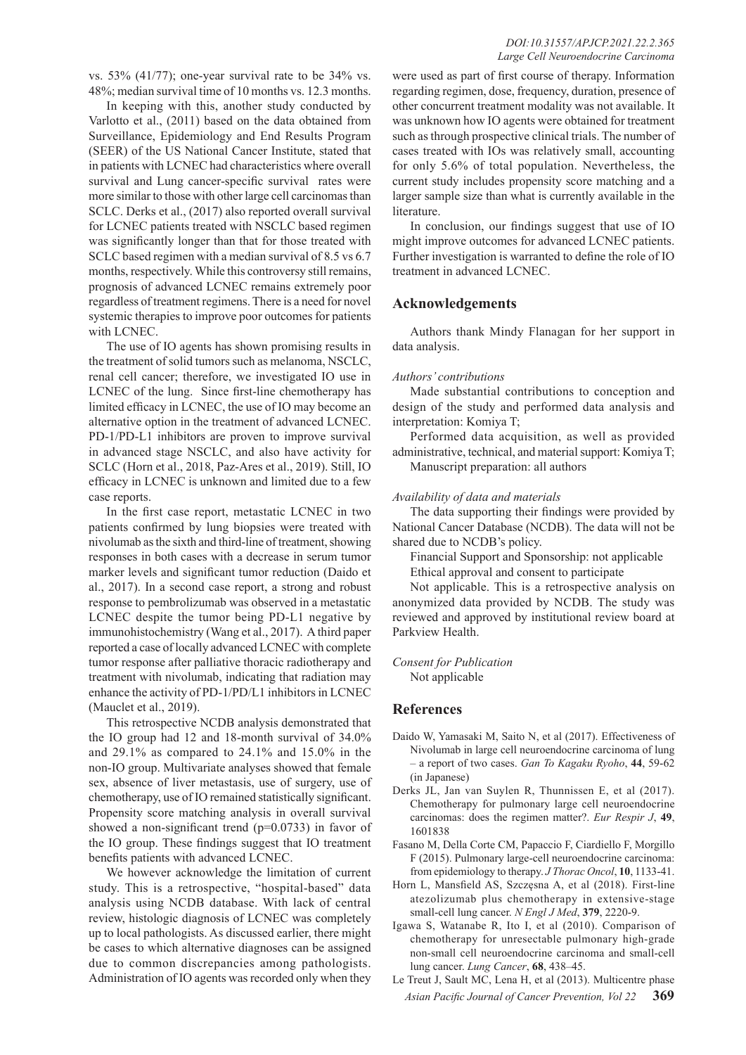vs. 53% (41/77); one-year survival rate to be 34% vs. 48%; median survival time of 10 months vs. 12.3 months.

In keeping with this, another study conducted by Varlotto et al., (2011) based on the data obtained from Surveillance, Epidemiology and End Results Program (SEER) of the US National Cancer Institute, stated that in patients with LCNEC had characteristics where overall survival and Lung cancer-specific survival rates were more similar to those with other large cell carcinomas than SCLC. Derks et al., (2017) also reported overall survival for LCNEC patients treated with NSCLC based regimen was significantly longer than that for those treated with SCLC based regimen with a median survival of 8.5 vs 6.7 months, respectively. While this controversy still remains, prognosis of advanced LCNEC remains extremely poor regardless of treatment regimens. There is a need for novel systemic therapies to improve poor outcomes for patients with LCNEC.

The use of IO agents has shown promising results in the treatment of solid tumors such as melanoma, NSCLC, renal cell cancer; therefore, we investigated IO use in LCNEC of the lung. Since first-line chemotherapy has limited efficacy in LCNEC, the use of IO may become an alternative option in the treatment of advanced LCNEC. PD-1/PD-L1 inhibitors are proven to improve survival in advanced stage NSCLC, and also have activity for SCLC (Horn et al., 2018, Paz-Ares et al., 2019). Still, IO efficacy in LCNEC is unknown and limited due to a few case reports.

In the first case report, metastatic LCNEC in two patients confirmed by lung biopsies were treated with nivolumab as the sixth and third-line of treatment, showing responses in both cases with a decrease in serum tumor marker levels and significant tumor reduction (Daido et al., 2017). In a second case report, a strong and robust response to pembrolizumab was observed in a metastatic LCNEC despite the tumor being PD-L1 negative by immunohistochemistry (Wang et al., 2017). A third paper reported a case of locally advanced LCNEC with complete tumor response after palliative thoracic radiotherapy and treatment with nivolumab, indicating that radiation may enhance the activity of PD-1/PD/L1 inhibitors in LCNEC (Mauclet et al., 2019).

This retrospective NCDB analysis demonstrated that the IO group had 12 and 18-month survival of 34.0% and 29.1% as compared to 24.1% and 15.0% in the non-IO group. Multivariate analyses showed that female sex, absence of liver metastasis, use of surgery, use of chemotherapy, use of IO remained statistically significant. Propensity score matching analysis in overall survival showed a non-significant trend (p=0.0733) in favor of the IO group. These findings suggest that IO treatment benefits patients with advanced LCNEC.

We however acknowledge the limitation of current study. This is a retrospective, "hospital-based" data analysis using NCDB database. With lack of central review, histologic diagnosis of LCNEC was completely up to local pathologists. As discussed earlier, there might be cases to which alternative diagnoses can be assigned due to common discrepancies among pathologists. Administration of IO agents was recorded only when they were used as part of first course of therapy. Information regarding regimen, dose, frequency, duration, presence of other concurrent treatment modality was not available. It was unknown how IO agents were obtained for treatment such as through prospective clinical trials. The number of cases treated with IOs was relatively small, accounting for only 5.6% of total population. Nevertheless, the current study includes propensity score matching and a larger sample size than what is currently available in the literature.

In conclusion, our findings suggest that use of IO might improve outcomes for advanced LCNEC patients. Further investigation is warranted to define the role of IO treatment in advanced LCNEC.

## Acknowledgements

Authors thank Mindy Flanagan for her support in data analysis.

*Authors' contributions*

Made substantial contributions to conception and design of the study and performed data analysis and interpretation: Komiya T;

Performed data acquisition, as well as provided administrative, technical, and material support: Komiya T;

Manuscript preparation: all authors

*Availability of data and materials*

The data supporting their findings were provided by National Cancer Database (NCDB). The data will not be shared due to NCDB's policy.

Financial Support and Sponsorship: not applicable

Ethical approval and consent to participate

Not applicable. This is a retrospective analysis on anonymized data provided by NCDB. The study was reviewed and approved by institutional review board at Parkview Health.

*Consent for Publication*

Not applicable

## References

Daido W, Yamasaki M, Saito N, et al (2017). Effectiveness of Nivolumab in large cell neuroendocrine carcinoma of lung – a report of two cases. *Gan To Kagaku Ryoho*, **44**, 59-62 (in Japanese)

Derks JL, Jan van Suylen R, Thunnissen E, et al (2017). Chemotherapy for pulmonary large cell neuroendocrine carcinomas: does the regimen matter?. *Eur Respir J*, **49**, 1601838

Fasano M, Della Corte CM, Papaccio F, Ciardiello F, Morgillo F (2015). Pulmonary large-cell neuroendocrine carcinoma: from epidemiology to therapy. *J Thorac Oncol*, **10**, 1133-41.

Horn L, Mansfield AS, Szczęsna A, et al (2018). First-line atezolizumab plus chemotherapy in extensive-stage small-cell lung cancer. *N Engl J Med*, **379**, 2220-9.

Igawa S, Watanabe R, Ito I, et al (2010). Comparison of chemotherapy for unresectable pulmonary high-grade non-small cell neuroendocrine carcinoma and small-cell lung cancer. *Lung Cancer*, **68**, 438–45.

Le Treut J, Sault MC, Lena H, et al (2013). Multicentre phase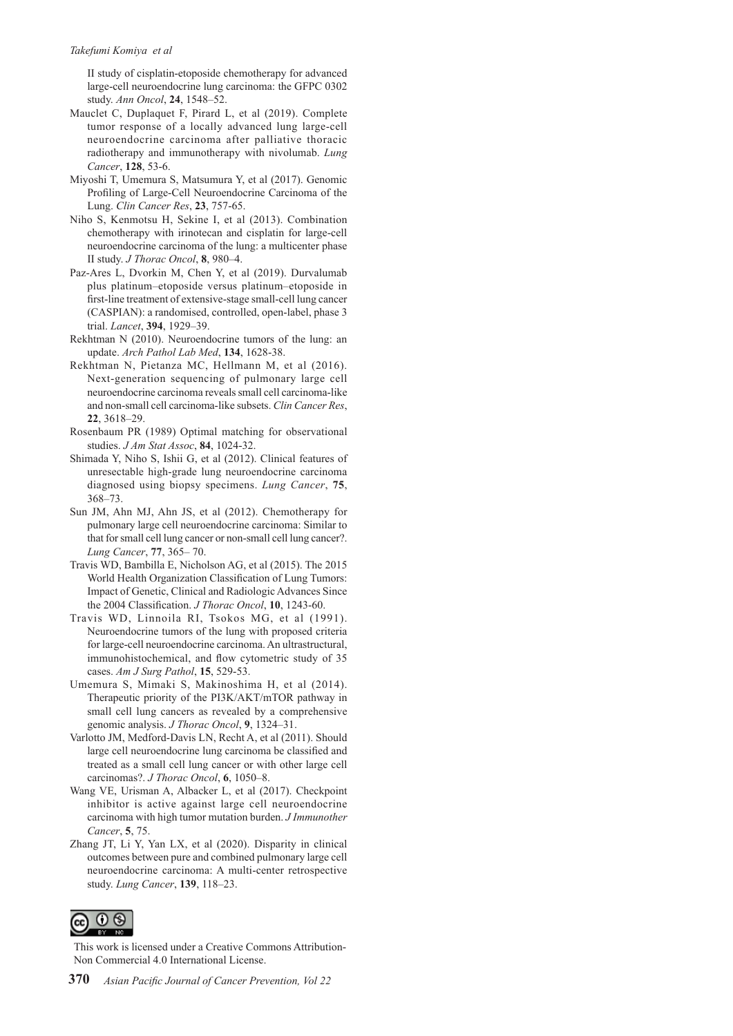II study of cisplatin-etoposide chemotherapy for advanced large-cell neuroendocrine lung carcinoma: the GFPC 0302 study. *Ann Oncol*, **24**, 1548–52.

Mauclet C, Duplaquet F, Pirard L, et al (2019). Complete tumor response of a locally advanced lung large-cell neuroendocrine carcinoma after palliative thoracic radiotherapy and immunotherapy with nivolumab. *Lung Cancer*, **128**, 53-6.

Miyoshi T, Umemura S, Matsumura Y, et al (2017). Genomic Profiling of Large-Cell Neuroendocrine Carcinoma of the Lung. *Clin Cancer Res*, **23**, 757-65.

Niho S, Kenmotsu H, Sekine I, et al (2013). Combination chemotherapy with irinotecan and cisplatin for large-cell neuroendocrine carcinoma of the lung: a multicenter phase II study. *J Thorac Oncol*, **8**, 980–4.

Paz-Ares L, Dvorkin M, Chen Y, et al (2019). Durvalumab plus platinum–etoposide versus platinum–etoposide in first-line treatment of extensive-stage small-cell lung cancer (CASPIAN): a randomised, controlled, open-label, phase 3 trial. *Lancet*, **394**, 1929–39.

Rekhtman N (2010). Neuroendocrine tumors of the lung: an update. *Arch Pathol Lab Med*, **134**, 1628-38.

Rekhtman N, Pietanza MC, Hellmann M, et al (2016). Next-generation sequencing of pulmonary large cell neuroendocrine carcinoma reveals small cell carcinoma-like and non-small cell carcinoma-like subsets. *Clin Cancer Res*, **22**, 3618–29.

Rosenbaum PR (1989) Optimal matching for observational studies. *J Am Stat Assoc*, **84**, 1024-32.

Shimada Y, Niho S, Ishii G, et al (2012). Clinical features of unresectable high-grade lung neuroendocrine carcinoma diagnosed using biopsy specimens. *Lung Cancer*, **75**, 368–73.

Sun JM, Ahn MJ, Ahn JS, et al (2012). Chemotherapy for pulmonary large cell neuroendocrine carcinoma: Similar to that for small cell lung cancer or non-small cell lung cancer?. *Lung Cancer*, **77**, 365– 70.

Travis WD, Bambilla E, Nicholson AG, et al (2015). The 2015 World Health Organization Classification of Lung Tumors: Impact of Genetic, Clinical and Radiologic Advances Since the 2004 Classification. *J Thorac Oncol*, **10**, 1243-60.

Travis WD, Linnoila RI, Tsokos MG, et al (1991). Neuroendocrine tumors of the lung with proposed criteria for large-cell neuroendocrine carcinoma. An ultrastructural, immunohistochemical, and flow cytometric study of 35 cases. *Am J Surg Pathol*, **15**, 529-53.

Umemura S, Mimaki S, Makinoshima H, et al (2014). Therapeutic priority of the PI3K/AKT/mTOR pathway in small cell lung cancers as revealed by a comprehensive genomic analysis. *J Thorac Oncol*, **9**, 1324–31.

Varlotto JM, Medford-Davis LN, Recht A, et al (2011). Should large cell neuroendocrine lung carcinoma be classified and treated as a small cell lung cancer or with other large cell carcinomas?. *J Thorac Oncol*, **6**, 1050–8.

Wang VE, Urisman A, Albacker L, et al (2017). Checkpoint inhibitor is active against large cell neuroendocrine carcinoma with high tumor mutation burden. *J Immunother Cancer*, **5**, 75.

Zhang JT, Li Y, Yan LX, et al (2020). Disparity in clinical outcomes between pure and combined pulmonary large cell neuroendocrine carcinoma: A multi-center retrospective study. *Lung Cancer*, **139**, 118–23.

This work is licensed under a Creative Commons Attribution-Non Commercial 4.0 International License.